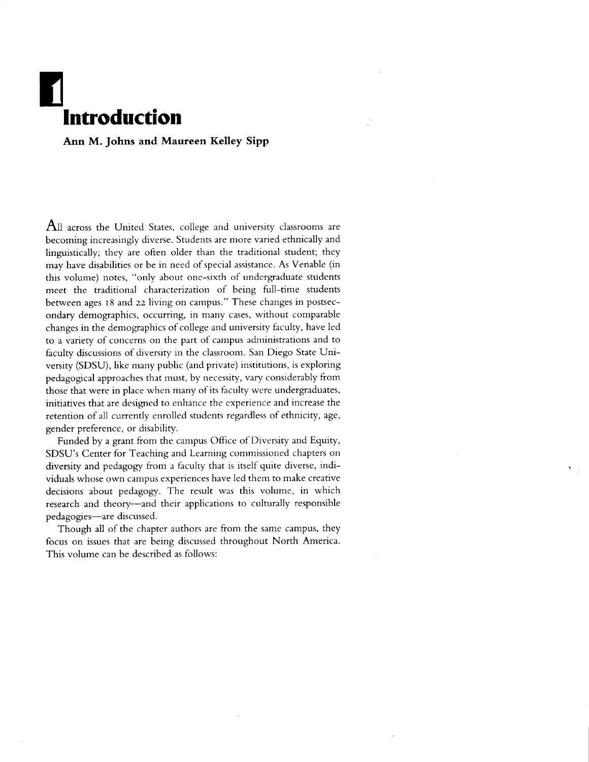# 1 Introduction

**Ann M. Johns and Maureen Kelley Sipp**

All across the United States, college and university classrooms are becoming increasingly diverse. Students are more varied ethnically and linguistically; they are often older than the traditional student; they may have disabilities or be in need of special assistance. As Venable (in this volume) notes, "only about one-sixth of undergraduate students meet the traditional characterization of being full-time students between ages 18 and 22 living on campus." These changes in postsecondary demographics, occurring, in many cases, without comparable changes in the demographics of college and university faculty, have led to a variety of concerns on the part of campus administrations and to faculty discussions of diversity in the classroom. San Diego State University (SDSU), like many public (and private) institutions, is exploring pedagogical approaches that must, by necessity, vary considerably from those that were in place when many of its faculty were undergraduates, initiatives that are designed to enhance the experience and increase the retention of all currently enrolled students regardless of ethnicity, age, gender preference, or disability.

Funded by a grant from the campus Office of Diversity and Equity, SDSU's Center for Teaching and Learning commissioned chapters on diversity and pedagogy from a faculty that is itself quite diverse, individuals whose own campus experiences have led them to make creative decisions about pedagogy. The result was this volume, in which research and theory—and their applications to culturally responsible pedagogies—are discussed.

Though all of the chapter authors are from the same campus, they focus on issues that are being discussed throughout North America. This volume can be described as follows: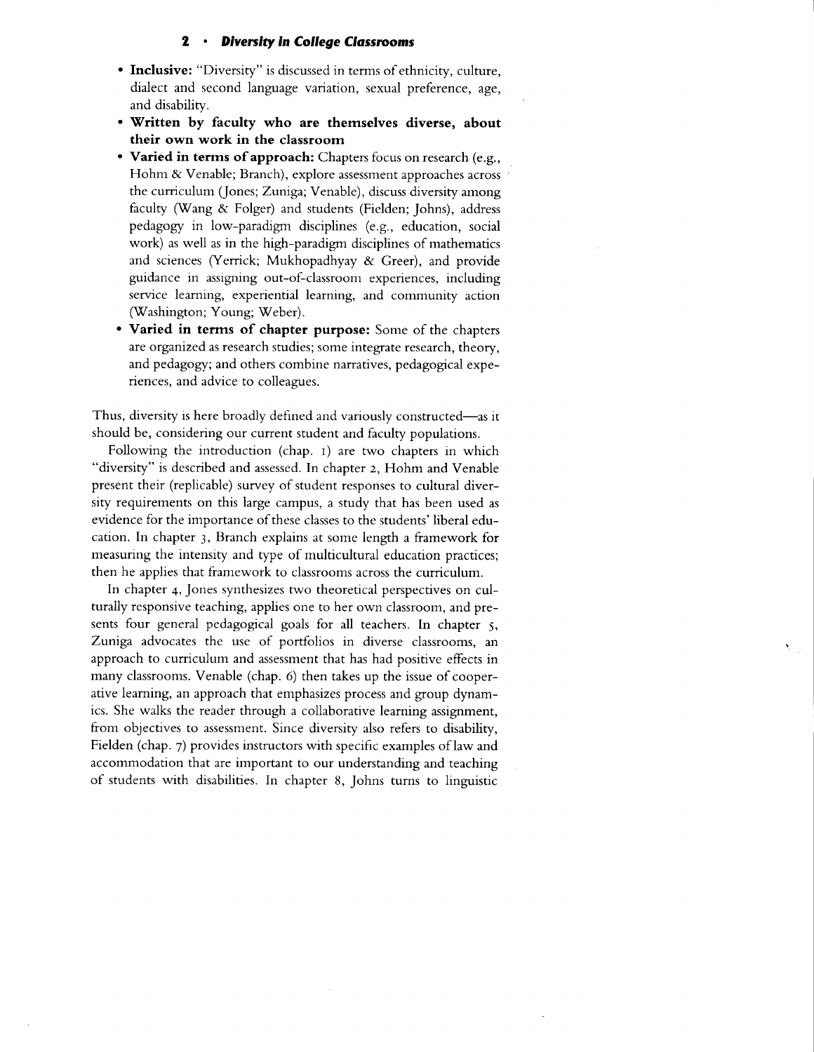- **Inclusive:** "Diversity" is discussed in terms of ethnicity, culture, dialect and second language variation, sexual preference, age, and disability.
- **Written by faculty who are themselves diverse, about their own work in the classroom**
- **Varied in terms of approach:** Chapters focus on research (e.g., Hohm & Venable; Branch), explore assessment approaches across the curriculum (Jones; Zuniga; Venable), discuss diversity among faculty (Wang & Folger) and students (Fielden; Johns), address pedagogy in low-paradigm disciplines (e.g., education, social work) as well as in the high-paradigm disciplines of mathematics and sciences (Yerrick; Mukhopadhyay & Greer), and provide guidance in assigning out-of-classroom experiences, including service learning, experiential learning, and community action (Washington; Young; Weber).
- **Varied in terms of chapter purpose:** Some of the chapters are organized as research studies; some integrate research, theory, and pedagogy; and others combine narratives, pedagogical experiences, and advice to colleagues.

Thus, diversity is here broadly defined and variously constructed—as it should be, considering our current student and faculty populations.

Following the introduction (chap. 1) are two chapters in which "diversity" is described and assessed. In chapter 2, Hohm and Venable present their (replicable) survey of student responses to cultural diversity requirements on this large campus, a study that has been used as evidence for the importance of these classes to the students' liberal education. In chapter 3, Branch explains at some length a framework for measuring the intensity and type of multicultural education practices; then he applies that framework to classrooms across the curriculum.

In chapter 4, Jones synthesizes two theoretical perspectives on culturally responsive teaching, applies one to her own classroom, and presents four general pedagogical goals for all teachers. In chapter 5, Zuniga advocates the use of portfolios in diverse classrooms, an approach to curriculum and assessment that has had positive effects in many classrooms. Venable (chap. 6) then takes up the issue of cooperative learning, an approach that emphasizes process and group dynamics. She walks the reader through a collaborative learning assignment, from objectives to assessment. Since diversity also refers to disability, Fielden (chap. 7) provides instructors with specific examples of law and accommodation that are important to our understanding and teaching of students with disabilities. In chapter 8, Johns turns to linguistic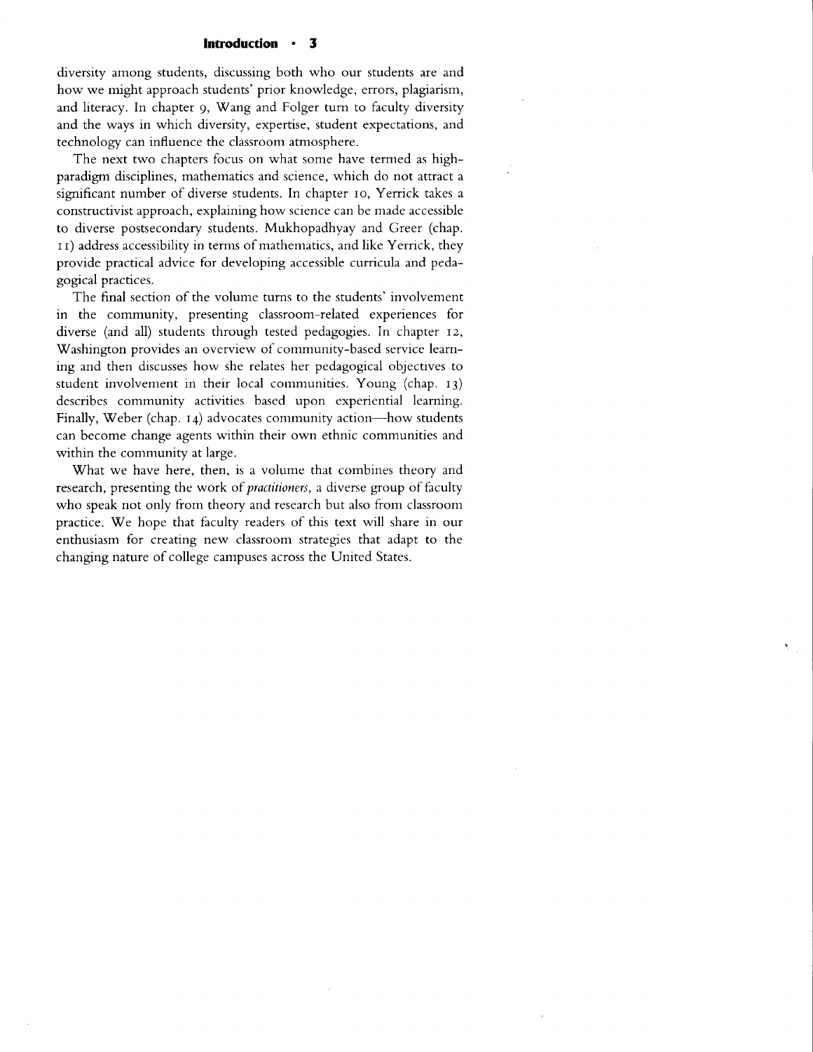diversity among students, discussing both who our students are and how we might approach students' prior knowledge, errors, plagiarism, and literacy. In chapter 9, Wang and Folger turn to faculty diversity and the ways in which diversity, expertise, student expectations, and technology can influence the classroom atmosphere.

The next two chapters focus on what some have termed as high-paradigm disciplines, mathematics and science, which do not attract a significant number of diverse students. In chapter 10, Yerrick takes a constructivist approach, explaining how science can be made accessible to diverse postsecondary students. Mukhopadhyay and Greer (chap. 11) address accessibility in terms of mathematics, and like Yerrick, they provide practical advice for developing accessible curricula and pedagogical practices.

The final section of the volume turns to the students' involvement in the community, presenting classroom-related experiences for diverse (and all) students through tested pedagogies. In chapter 12, Washington provides an overview of community-based service learning and then discusses how she relates her pedagogical objectives to student involvement in their local communities. Young (chap. 13) describes community activities based upon experiential learning. Finally, Weber (chap. 14) advocates community action—how students can become change agents within their own ethnic communities and within the community at large.

What we have here, then, is a volume that combines theory and research, presenting the work of *practitioners*, a diverse group of faculty who speak not only from theory and research but also from classroom practice. We hope that faculty readers of this text will share in our enthusiasm for creating new classroom strategies that adapt to the changing nature of college campuses across the United States.